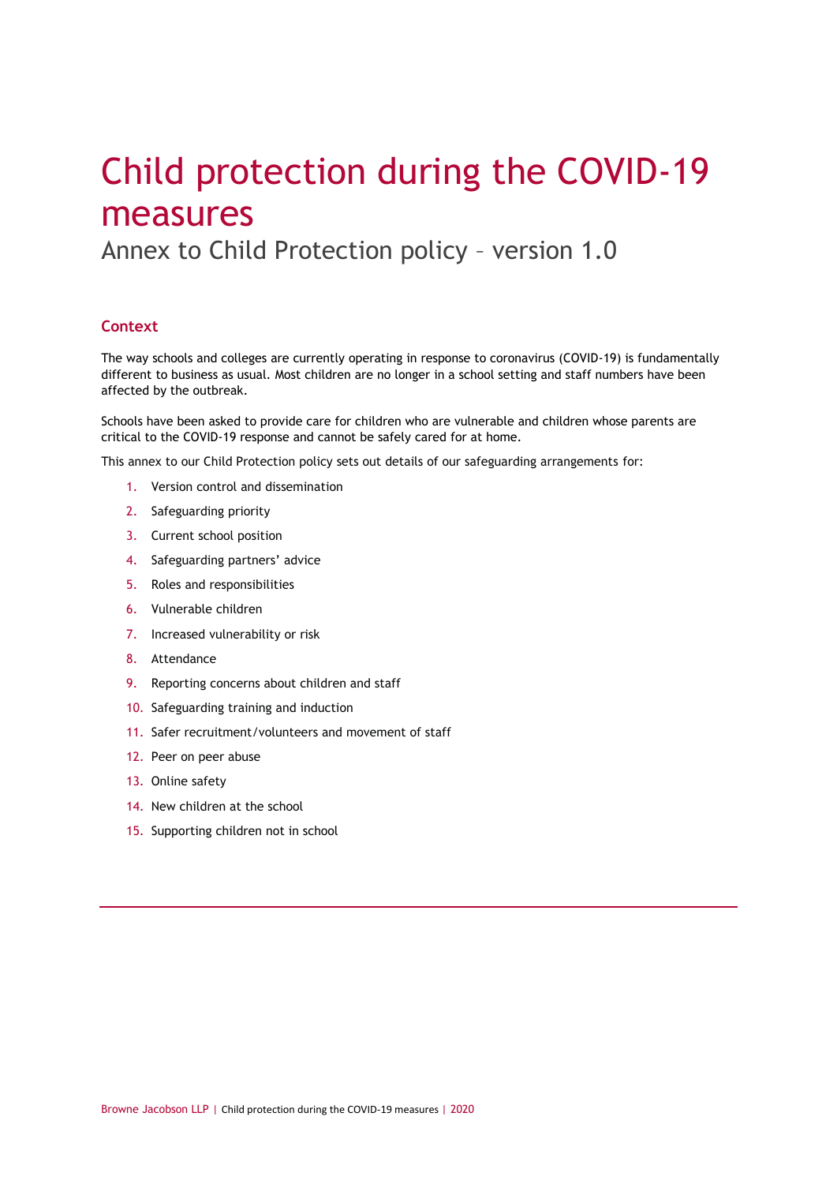# Child protection during the COVID-19 measures

Annex to Child Protection policy – version 1.0

## Context

The way schools and colleges are currently operating in response to coronavirus (COVID-19) is fundamentally different to business as usual. Most children are no longer in a school setting and staff numbers have been affected by the outbreak.

Schools have been asked to provide care for children who are vulnerable and children whose parents are critical to the COVID-19 response and cannot be safely cared for at home.

This annex to our Child Protection policy sets out details of our safeguarding arrangements for:

1. Version control and dissemination
2. Safeguarding priority
3. Current school position
4. Safeguarding partners' advice
5. Roles and responsibilities
6. Vulnerable children
7. Increased vulnerability or risk
8. Attendance
9. Reporting concerns about children and staff
10. Safeguarding training and induction
11. Safer recruitment/volunteers and movement of staff
12. Peer on peer abuse
13. Online safety
14. New children at the school
15. Supporting children not in school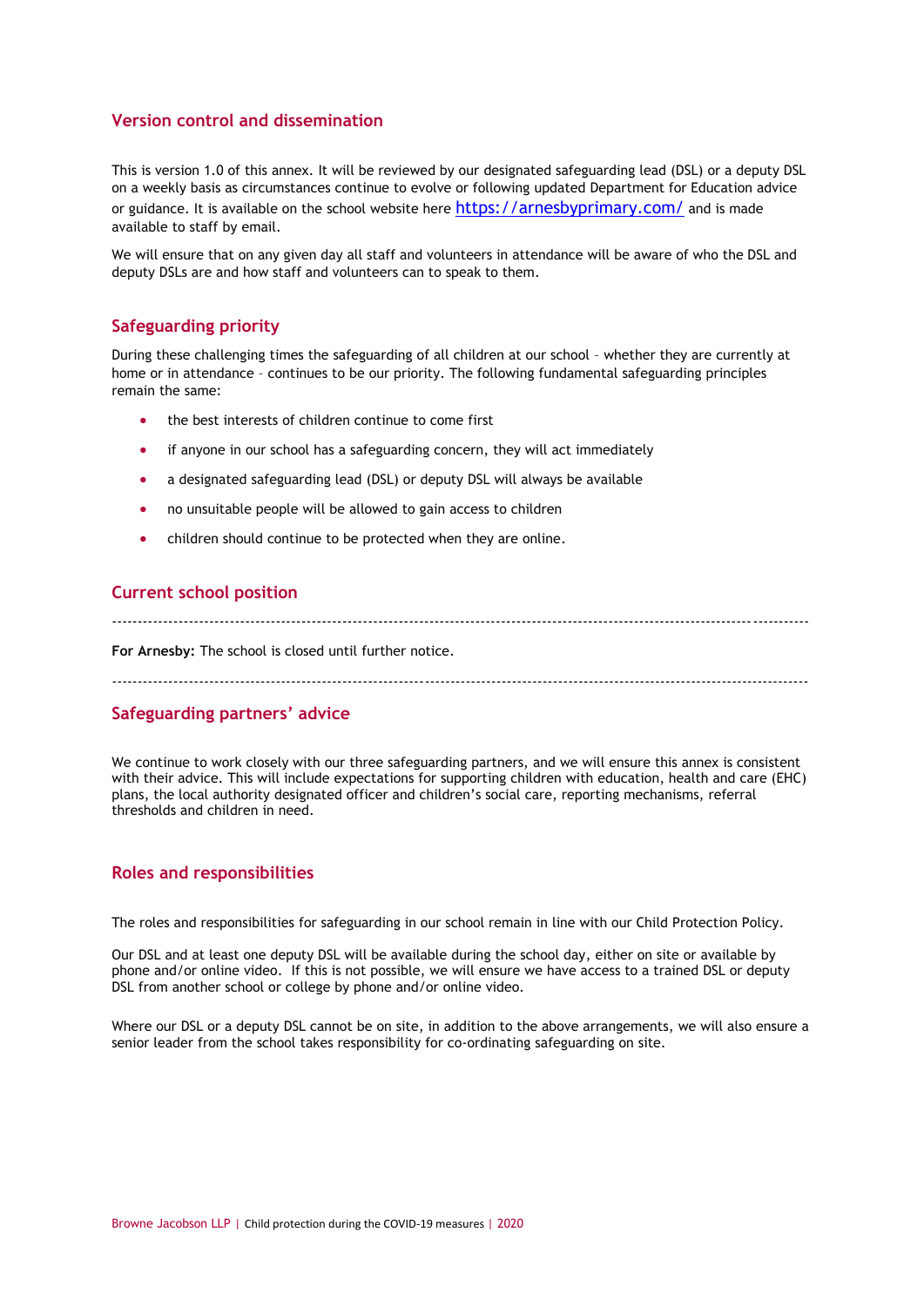## Version control and dissemination

This is version 1.0 of this annex. It will be reviewed by our designated safeguarding lead (DSL) or a deputy DSL on a weekly basis as circumstances continue to evolve or following updated Department for Education advice or guidance. It is available on the school website here https://arnesbyprimary.com/ and is made available to staff by email.

We will ensure that on any given day all staff and volunteers in attendance will be aware of who the DSL and deputy DSLs are and how staff and volunteers can to speak to them.

## Safeguarding priority

During these challenging times the safeguarding of all children at our school – whether they are currently at home or in attendance – continues to be our priority. The following fundamental safeguarding principles remain the same:

- the best interests of children continue to come first
- if anyone in our school has a safeguarding concern, they will act immediately
- a designated safeguarding lead (DSL) or deputy DSL will always be available
- no unsuitable people will be allowed to gain access to children
- children should continue to be protected when they are online.

## Current school position

---

**For Arnesby:** The school is closed until further notice.

---

## Safeguarding partners' advice

We continue to work closely with our three safeguarding partners, and we will ensure this annex is consistent with their advice. This will include expectations for supporting children with education, health and care (EHC) plans, the local authority designated officer and children's social care, reporting mechanisms, referral thresholds and children in need.

## Roles and responsibilities

The roles and responsibilities for safeguarding in our school remain in line with our Child Protection Policy.

Our DSL and at least one deputy DSL will be available during the school day, either on site or available by phone and/or online video. If this is not possible, we will ensure we have access to a trained DSL or deputy DSL from another school or college by phone and/or online video.

Where our DSL or a deputy DSL cannot be on site, in addition to the above arrangements, we will also ensure a senior leader from the school takes responsibility for co-ordinating safeguarding on site.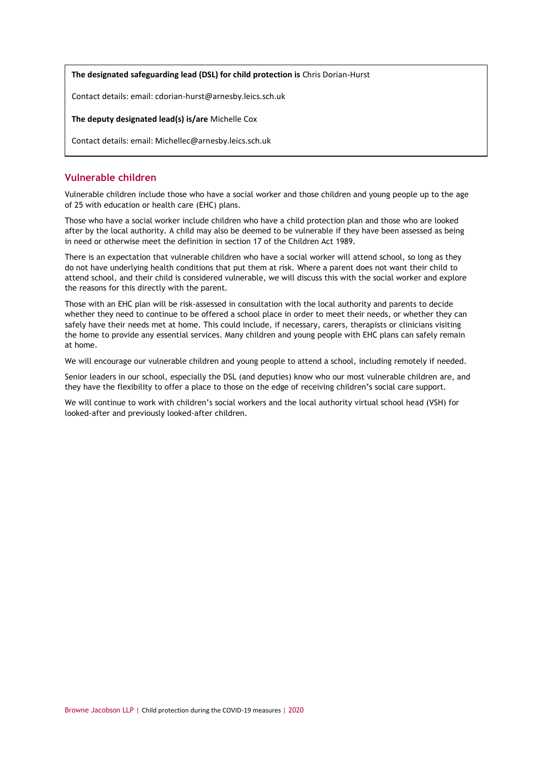**The designated safeguarding lead (DSL) for child protection is** Chris Dorian-Hurst

Contact details: email: cdorian-hurst@arnesby.leics.sch.uk

**The deputy designated lead(s) is/are** Michelle Cox

Contact details: email: Michellec@arnesby.leics.sch.uk

## Vulnerable children

Vulnerable children include those who have a social worker and those children and young people up to the age of 25 with education or health care (EHC) plans.

Those who have a social worker include children who have a child protection plan and those who are looked after by the local authority. A child may also be deemed to be vulnerable if they have been assessed as being in need or otherwise meet the definition in section 17 of the Children Act 1989.

There is an expectation that vulnerable children who have a social worker will attend school, so long as they do not have underlying health conditions that put them at risk. Where a parent does not want their child to attend school, and their child is considered vulnerable, we will discuss this with the social worker and explore the reasons for this directly with the parent.

Those with an EHC plan will be risk-assessed in consultation with the local authority and parents to decide whether they need to continue to be offered a school place in order to meet their needs, or whether they can safely have their needs met at home. This could include, if necessary, carers, therapists or clinicians visiting the home to provide any essential services. Many children and young people with EHC plans can safely remain at home.

We will encourage our vulnerable children and young people to attend a school, including remotely if needed.

Senior leaders in our school, especially the DSL (and deputies) know who our most vulnerable children are, and they have the flexibility to offer a place to those on the edge of receiving children's social care support.

We will continue to work with children's social workers and the local authority virtual school head (VSH) for looked-after and previously looked-after children.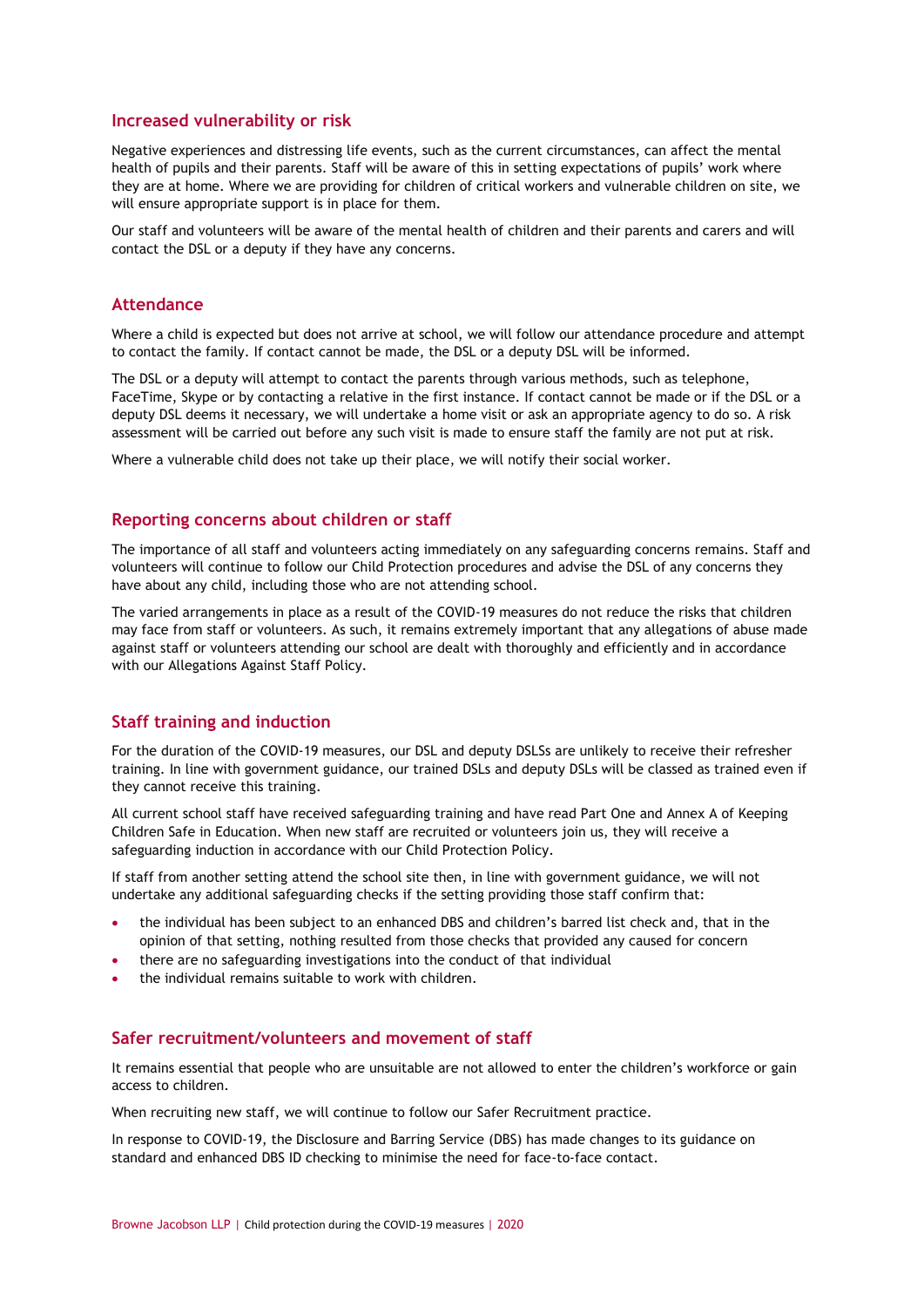## Increased vulnerability or risk

Negative experiences and distressing life events, such as the current circumstances, can affect the mental health of pupils and their parents. Staff will be aware of this in setting expectations of pupils' work where they are at home. Where we are providing for children of critical workers and vulnerable children on site, we will ensure appropriate support is in place for them.

Our staff and volunteers will be aware of the mental health of children and their parents and carers and will contact the DSL or a deputy if they have any concerns.

## Attendance

Where a child is expected but does not arrive at school, we will follow our attendance procedure and attempt to contact the family. If contact cannot be made, the DSL or a deputy DSL will be informed.

The DSL or a deputy will attempt to contact the parents through various methods, such as telephone, FaceTime, Skype or by contacting a relative in the first instance. If contact cannot be made or if the DSL or a deputy DSL deems it necessary, we will undertake a home visit or ask an appropriate agency to do so. A risk assessment will be carried out before any such visit is made to ensure staff the family are not put at risk.

Where a vulnerable child does not take up their place, we will notify their social worker.

## Reporting concerns about children or staff

The importance of all staff and volunteers acting immediately on any safeguarding concerns remains. Staff and volunteers will continue to follow our Child Protection procedures and advise the DSL of any concerns they have about any child, including those who are not attending school.

The varied arrangements in place as a result of the COVID-19 measures do not reduce the risks that children may face from staff or volunteers. As such, it remains extremely important that any allegations of abuse made against staff or volunteers attending our school are dealt with thoroughly and efficiently and in accordance with our Allegations Against Staff Policy.

## Staff training and induction

For the duration of the COVID-19 measures, our DSL and deputy DSLSs are unlikely to receive their refresher training. In line with government guidance, our trained DSLs and deputy DSLs will be classed as trained even if they cannot receive this training.

All current school staff have received safeguarding training and have read Part One and Annex A of Keeping Children Safe in Education. When new staff are recruited or volunteers join us, they will receive a safeguarding induction in accordance with our Child Protection Policy.

If staff from another setting attend the school site then, in line with government guidance, we will not undertake any additional safeguarding checks if the setting providing those staff confirm that:

- the individual has been subject to an enhanced DBS and children's barred list check and, that in the opinion of that setting, nothing resulted from those checks that provided any caused for concern
- there are no safeguarding investigations into the conduct of that individual
- the individual remains suitable to work with children.

## Safer recruitment/volunteers and movement of staff

It remains essential that people who are unsuitable are not allowed to enter the children's workforce or gain access to children.

When recruiting new staff, we will continue to follow our Safer Recruitment practice.

In response to COVID-19, the Disclosure and Barring Service (DBS) has made changes to its guidance on standard and enhanced DBS ID checking to minimise the need for face-to-face contact.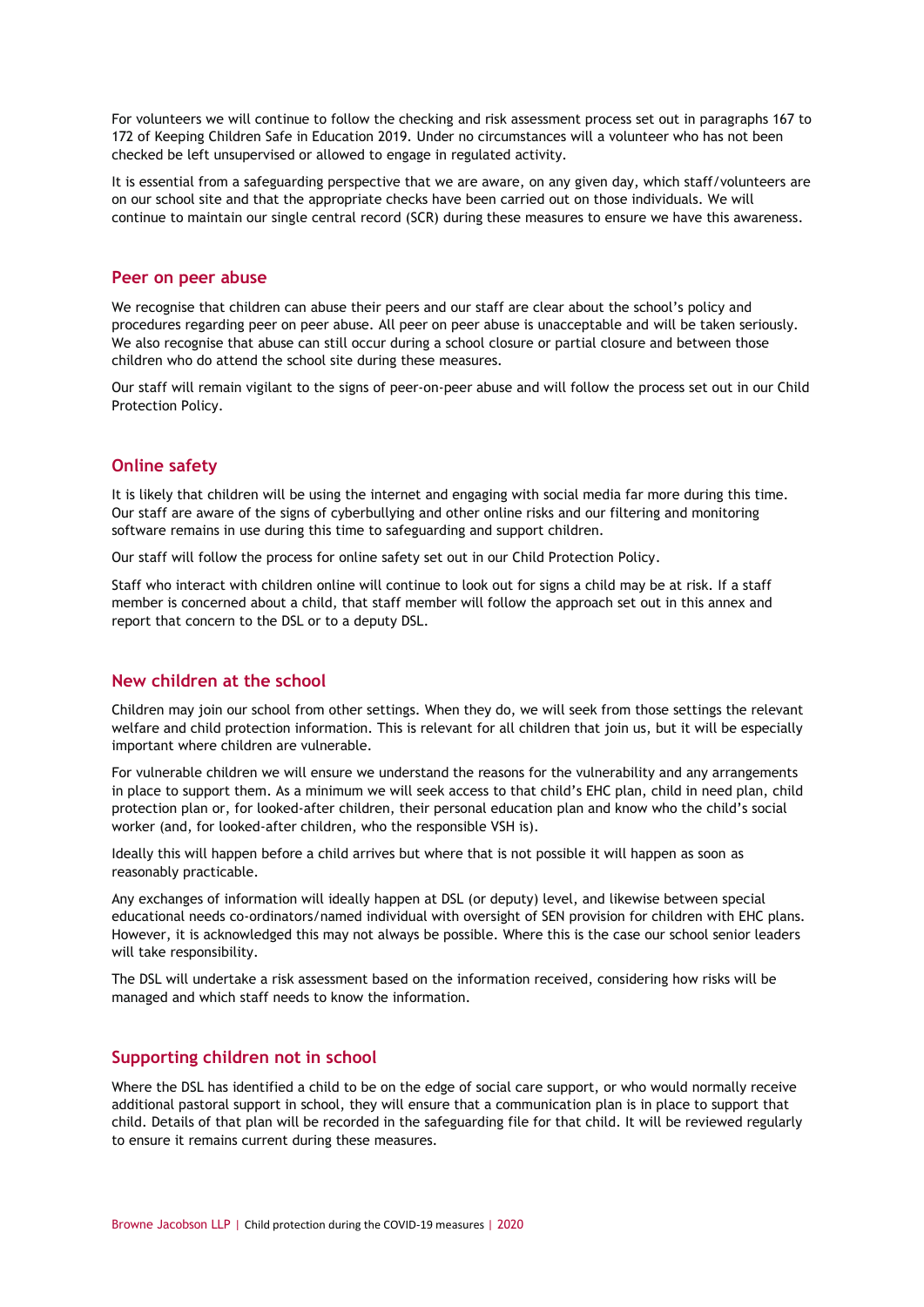For volunteers we will continue to follow the checking and risk assessment process set out in paragraphs 167 to 172 of Keeping Children Safe in Education 2019. Under no circumstances will a volunteer who has not been checked be left unsupervised or allowed to engage in regulated activity.

It is essential from a safeguarding perspective that we are aware, on any given day, which staff/volunteers are on our school site and that the appropriate checks have been carried out on those individuals. We will continue to maintain our single central record (SCR) during these measures to ensure we have this awareness.

## Peer on peer abuse

We recognise that children can abuse their peers and our staff are clear about the school's policy and procedures regarding peer on peer abuse. All peer on peer abuse is unacceptable and will be taken seriously. We also recognise that abuse can still occur during a school closure or partial closure and between those children who do attend the school site during these measures.

Our staff will remain vigilant to the signs of peer-on-peer abuse and will follow the process set out in our Child Protection Policy.

## Online safety

It is likely that children will be using the internet and engaging with social media far more during this time. Our staff are aware of the signs of cyberbullying and other online risks and our filtering and monitoring software remains in use during this time to safeguarding and support children.

Our staff will follow the process for online safety set out in our Child Protection Policy.

Staff who interact with children online will continue to look out for signs a child may be at risk. If a staff member is concerned about a child, that staff member will follow the approach set out in this annex and report that concern to the DSL or to a deputy DSL.

## New children at the school

Children may join our school from other settings. When they do, we will seek from those settings the relevant welfare and child protection information. This is relevant for all children that join us, but it will be especially important where children are vulnerable.

For vulnerable children we will ensure we understand the reasons for the vulnerability and any arrangements in place to support them. As a minimum we will seek access to that child's EHC plan, child in need plan, child protection plan or, for looked-after children, their personal education plan and know who the child's social worker (and, for looked-after children, who the responsible VSH is).

Ideally this will happen before a child arrives but where that is not possible it will happen as soon as reasonably practicable.

Any exchanges of information will ideally happen at DSL (or deputy) level, and likewise between special educational needs co-ordinators/named individual with oversight of SEN provision for children with EHC plans. However, it is acknowledged this may not always be possible. Where this is the case our school senior leaders will take responsibility.

The DSL will undertake a risk assessment based on the information received, considering how risks will be managed and which staff needs to know the information.

## Supporting children not in school

Where the DSL has identified a child to be on the edge of social care support, or who would normally receive additional pastoral support in school, they will ensure that a communication plan is in place to support that child. Details of that plan will be recorded in the safeguarding file for that child. It will be reviewed regularly to ensure it remains current during these measures.